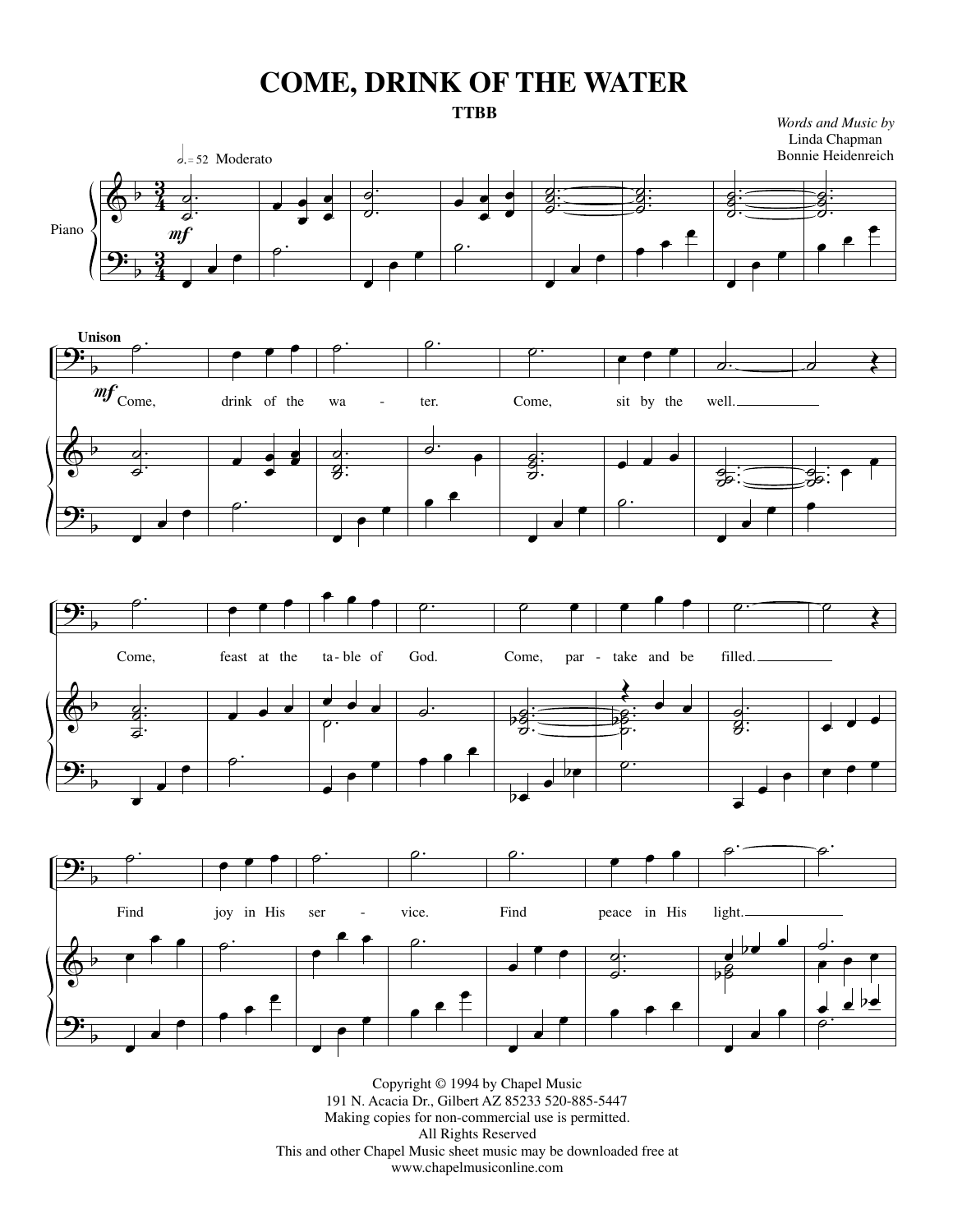# COME, DRINK OF THE WATER

**TTBB**

*Words and Music by*
Linda Chapman
Bonnie Heidenreich

Copyright © 1994 by Chapel Music
191 N. Acacia Dr., Gilbert AZ 85233 520-885-5447
Making copies for non-commercial use is permitted.
All Rights Reserved
This and other Chapel Music sheet music may be downloaded free at
www.chapelmusiconline.com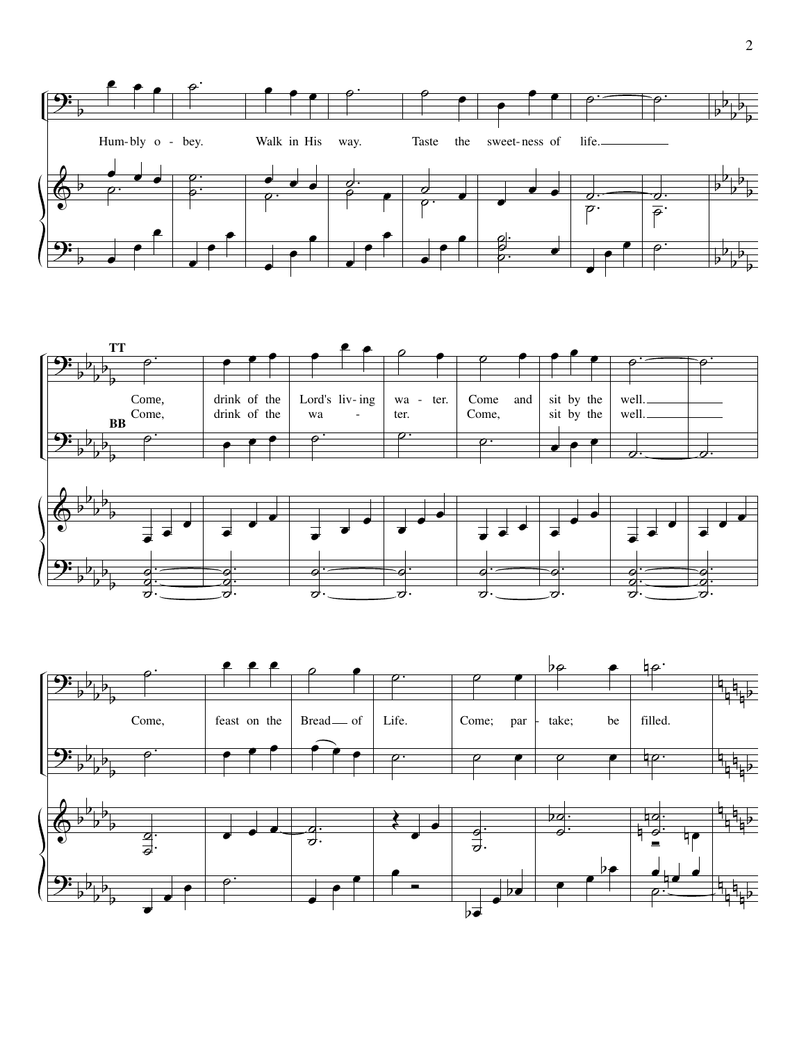Hum- bly o - bey. Walk in His way. Taste the sweet- ness of life.

TT

Come, drink of the Lord's liv- ing wa - ter. Come and sit by the well.

Come, drink of the wa - ter. Come, sit by the well.

BB

Come, feast on the Bread of Life. Come; par - take; be filled.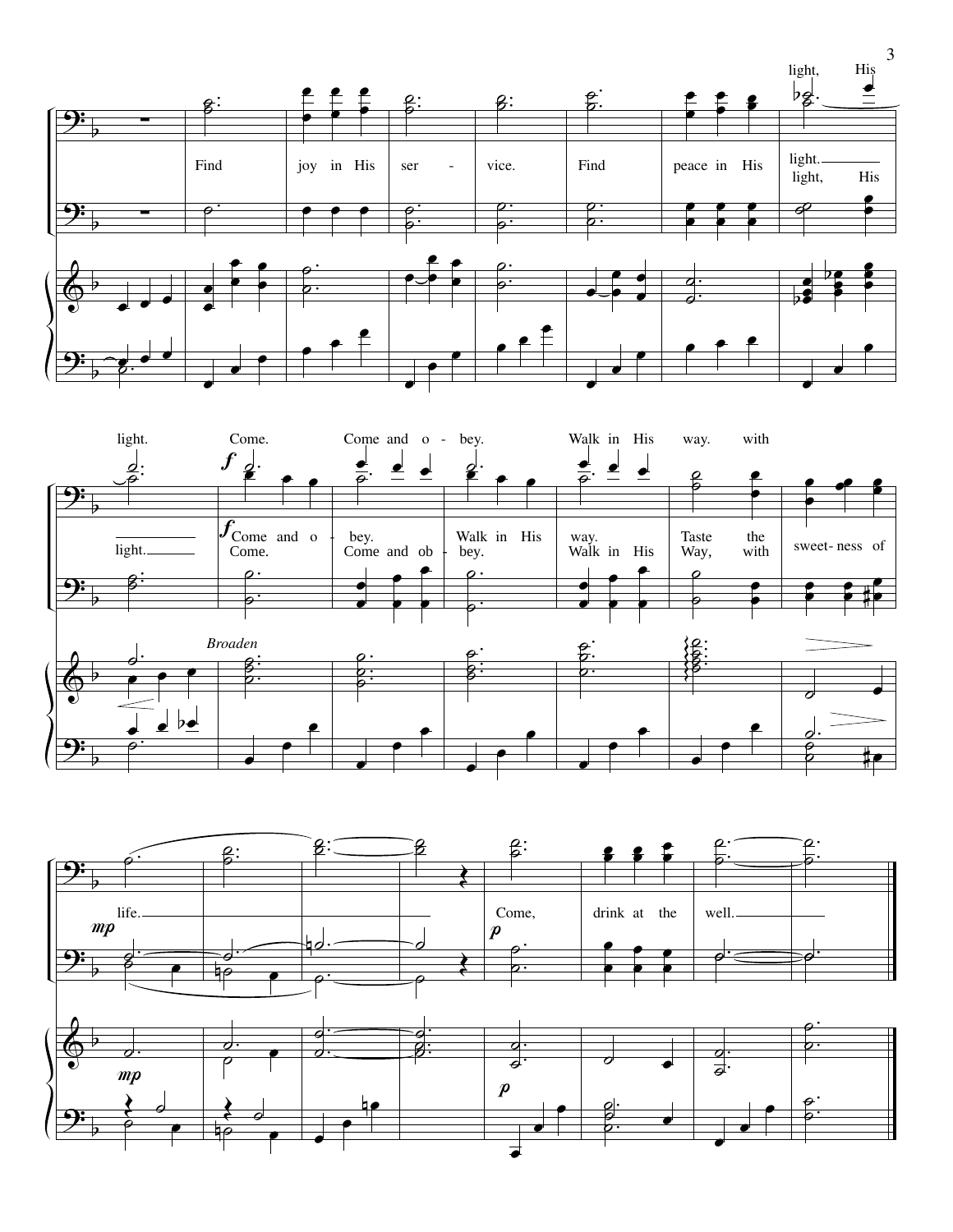light, His

Find joy in His ser - vice. Find peace in His light. ___
light, His

light. Come. Come and o - bey. Walk in His way. with

*f* Come and o - bey. Walk in His way. Taste the sweet- ness of
light. ___ Come. Come and ob - bey. Walk in His Way, with

*Broaden*

*mp*

life. ___ Come, drink at the well. ___

*p*